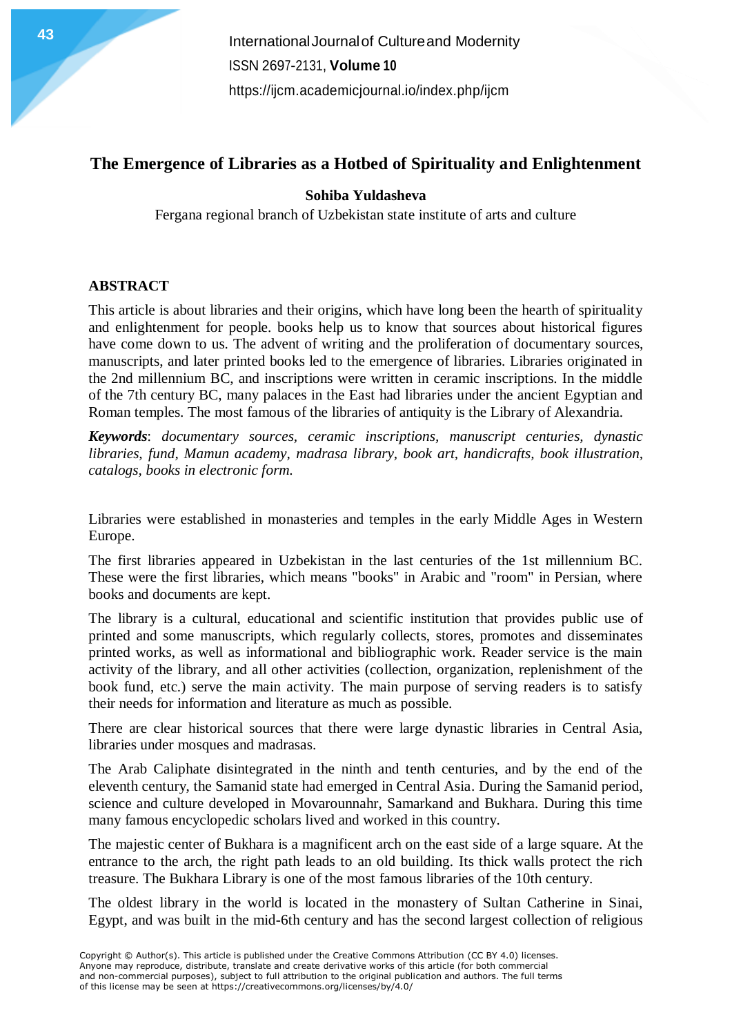# The Emergence of Libraries as a Hotbed of Spirituality and Enlightenment

**Sohiba Yuldasheva**

Fergana regional branch of Uzbekistan state institute of arts and culture

## ABSTRACT

This article is about libraries and their origins, which have long been the hearth of spirituality and enlightenment for people. books help us to know that sources about historical figures have come down to us. The advent of writing and the proliferation of documentary sources, manuscripts, and later printed books led to the emergence of libraries. Libraries originated in the 2nd millennium BC, and inscriptions were written in ceramic inscriptions. In the middle of the 7th century BC, many palaces in the East had libraries under the ancient Egyptian and Roman temples. The most famous of the libraries of antiquity is the Library of Alexandria.

***Keywords***: *documentary sources, ceramic inscriptions, manuscript centuries, dynastic libraries, fund, Mamun academy, madrasa library, book art, handicrafts, book illustration, catalogs, books in electronic form.*

Libraries were established in monasteries and temples in the early Middle Ages in Western Europe.

The first libraries appeared in Uzbekistan in the last centuries of the 1st millennium BC. These were the first libraries, which means "books" in Arabic and "room" in Persian, where books and documents are kept.

The library is a cultural, educational and scientific institution that provides public use of printed and some manuscripts, which regularly collects, stores, promotes and disseminates printed works, as well as informational and bibliographic work. Reader service is the main activity of the library, and all other activities (collection, organization, replenishment of the book fund, etc.) serve the main activity. The main purpose of serving readers is to satisfy their needs for information and literature as much as possible.

There are clear historical sources that there were large dynastic libraries in Central Asia, libraries under mosques and madrasas.

The Arab Caliphate disintegrated in the ninth and tenth centuries, and by the end of the eleventh century, the Samanid state had emerged in Central Asia. During the Samanid period, science and culture developed in Movarounnahr, Samarkand and Bukhara. During this time many famous encyclopedic scholars lived and worked in this country.

The majestic center of Bukhara is a magnificent arch on the east side of a large square. At the entrance to the arch, the right path leads to an old building. Its thick walls protect the rich treasure. The Bukhara Library is one of the most famous libraries of the 10th century.

The oldest library in the world is located in the monastery of Sultan Catherine in Sinai, Egypt, and was built in the mid-6th century and has the second largest collection of religious

Copyright © Author(s). This article is published under the Creative Commons Attribution (CC BY 4.0) licenses. Anyone may reproduce, distribute, translate and create derivative works of this article (for both commercial and non-commercial purposes), subject to full attribution to the original publication and authors. The full terms of this license may be seen at https://creativecommons.org/licenses/by/4.0/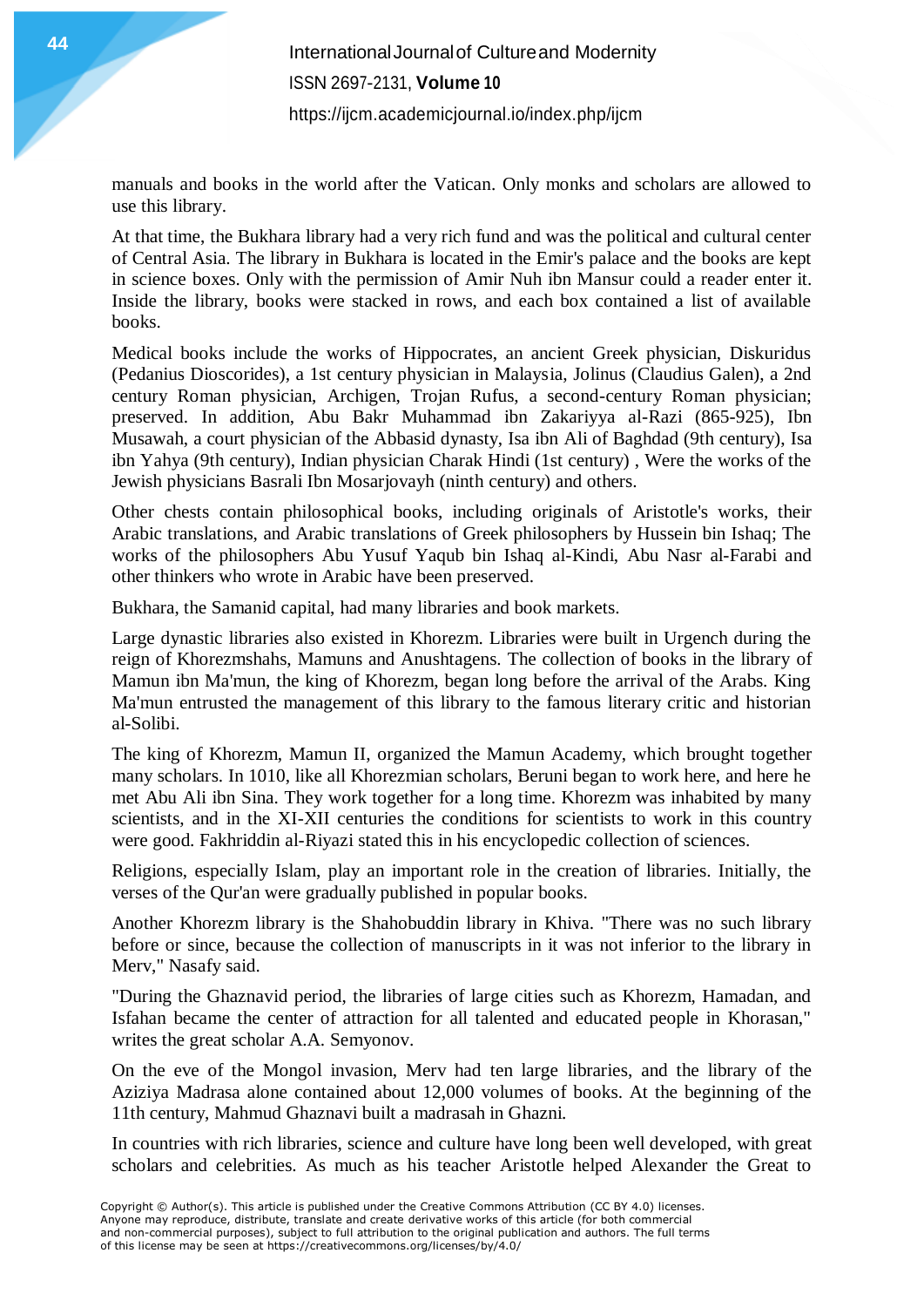manuals and books in the world after the Vatican. Only monks and scholars are allowed to use this library.

At that time, the Bukhara library had a very rich fund and was the political and cultural center of Central Asia. The library in Bukhara is located in the Emir's palace and the books are kept in science boxes. Only with the permission of Amir Nuh ibn Mansur could a reader enter it. Inside the library, books were stacked in rows, and each box contained a list of available books.

Medical books include the works of Hippocrates, an ancient Greek physician, Diskuridus (Pedanius Dioscorides), a 1st century physician in Malaysia, Jolinus (Claudius Galen), a 2nd century Roman physician, Archigen, Trojan Rufus, a second-century Roman physician; preserved. In addition, Abu Bakr Muhammad ibn Zakariyya al-Razi (865-925), Ibn Musawah, a court physician of the Abbasid dynasty, Isa ibn Ali of Baghdad (9th century), Isa ibn Yahya (9th century), Indian physician Charak Hindi (1st century) , Were the works of the Jewish physicians Basrali Ibn Mosarjovayh (ninth century) and others.

Other chests contain philosophical books, including originals of Aristotle's works, their Arabic translations, and Arabic translations of Greek philosophers by Hussein bin Ishaq; The works of the philosophers Abu Yusuf Yaqub bin Ishaq al-Kindi, Abu Nasr al-Farabi and other thinkers who wrote in Arabic have been preserved.

Bukhara, the Samanid capital, had many libraries and book markets.

Large dynastic libraries also existed in Khorezm. Libraries were built in Urgench during the reign of Khorezmshahs, Mamuns and Anushtagens. The collection of books in the library of Mamun ibn Ma'mun, the king of Khorezm, began long before the arrival of the Arabs. King Ma'mun entrusted the management of this library to the famous literary critic and historian al-Solibi.

The king of Khorezm, Mamun II, organized the Mamun Academy, which brought together many scholars. In 1010, like all Khorezmian scholars, Beruni began to work here, and here he met Abu Ali ibn Sina. They work together for a long time. Khorezm was inhabited by many scientists, and in the XI-XII centuries the conditions for scientists to work in this country were good. Fakhriddin al-Riyazi stated this in his encyclopedic collection of sciences.

Religions, especially Islam, play an important role in the creation of libraries. Initially, the verses of the Qur'an were gradually published in popular books.

Another Khorezm library is the Shahobuddin library in Khiva. "There was no such library before or since, because the collection of manuscripts in it was not inferior to the library in Merv," Nasafy said.

"During the Ghaznavid period, the libraries of large cities such as Khorezm, Hamadan, and Isfahan became the center of attraction for all talented and educated people in Khorasan," writes the great scholar A.A. Semyonov.

On the eve of the Mongol invasion, Merv had ten large libraries, and the library of the Aziziya Madrasa alone contained about 12,000 volumes of books. At the beginning of the 11th century, Mahmud Ghaznavi built a madrasah in Ghazni.

In countries with rich libraries, science and culture have long been well developed, with great scholars and celebrities. As much as his teacher Aristotle helped Alexander the Great to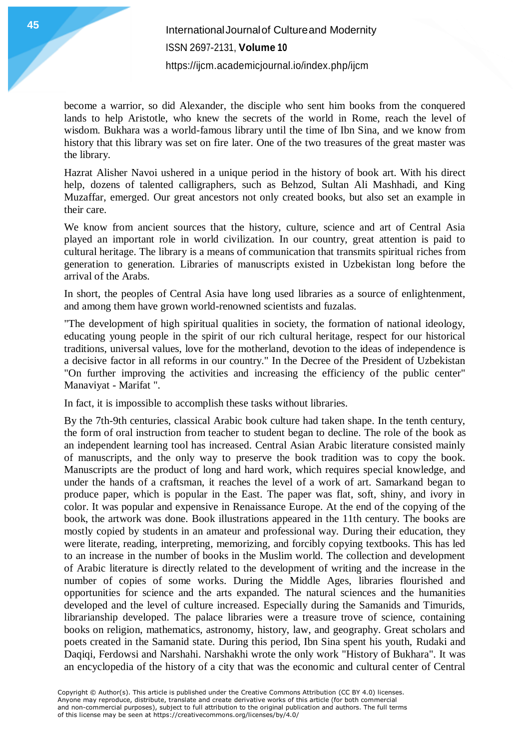become a warrior, so did Alexander, the disciple who sent him books from the conquered lands to help Aristotle, who knew the secrets of the world in Rome, reach the level of wisdom. Bukhara was a world-famous library until the time of Ibn Sina, and we know from history that this library was set on fire later. One of the two treasures of the great master was the library.

Hazrat Alisher Navoi ushered in a unique period in the history of book art. With his direct help, dozens of talented calligraphers, such as Behzod, Sultan Ali Mashhadi, and King Muzaffar, emerged. Our great ancestors not only created books, but also set an example in their care.

We know from ancient sources that the history, culture, science and art of Central Asia played an important role in world civilization. In our country, great attention is paid to cultural heritage. The library is a means of communication that transmits spiritual riches from generation to generation. Libraries of manuscripts existed in Uzbekistan long before the arrival of the Arabs.

In short, the peoples of Central Asia have long used libraries as a source of enlightenment, and among them have grown world-renowned scientists and fuzalas.

"The development of high spiritual qualities in society, the formation of national ideology, educating young people in the spirit of our rich cultural heritage, respect for our historical traditions, universal values, love for the motherland, devotion to the ideas of independence is a decisive factor in all reforms in our country." In the Decree of the President of Uzbekistan "On further improving the activities and increasing the efficiency of the public center" Manaviyat - Marifat ".

In fact, it is impossible to accomplish these tasks without libraries.

By the 7th-9th centuries, classical Arabic book culture had taken shape. In the tenth century, the form of oral instruction from teacher to student began to decline. The role of the book as an independent learning tool has increased. Central Asian Arabic literature consisted mainly of manuscripts, and the only way to preserve the book tradition was to copy the book. Manuscripts are the product of long and hard work, which requires special knowledge, and under the hands of a craftsman, it reaches the level of a work of art. Samarkand began to produce paper, which is popular in the East. The paper was flat, soft, shiny, and ivory in color. It was popular and expensive in Renaissance Europe. At the end of the copying of the book, the artwork was done. Book illustrations appeared in the 11th century. The books are mostly copied by students in an amateur and professional way. During their education, they were literate, reading, interpreting, memorizing, and forcibly copying textbooks. This has led to an increase in the number of books in the Muslim world. The collection and development of Arabic literature is directly related to the development of writing and the increase in the number of copies of some works. During the Middle Ages, libraries flourished and opportunities for science and the arts expanded. The natural sciences and the humanities developed and the level of culture increased. Especially during the Samanids and Timurids, librarianship developed. The palace libraries were a treasure trove of science, containing books on religion, mathematics, astronomy, history, law, and geography. Great scholars and poets created in the Samanid state. During this period, Ibn Sina spent his youth, Rudaki and Daqiqi, Ferdowsi and Narshahi. Narshakhi wrote the only work "History of Bukhara". It was an encyclopedia of the history of a city that was the economic and cultural center of Central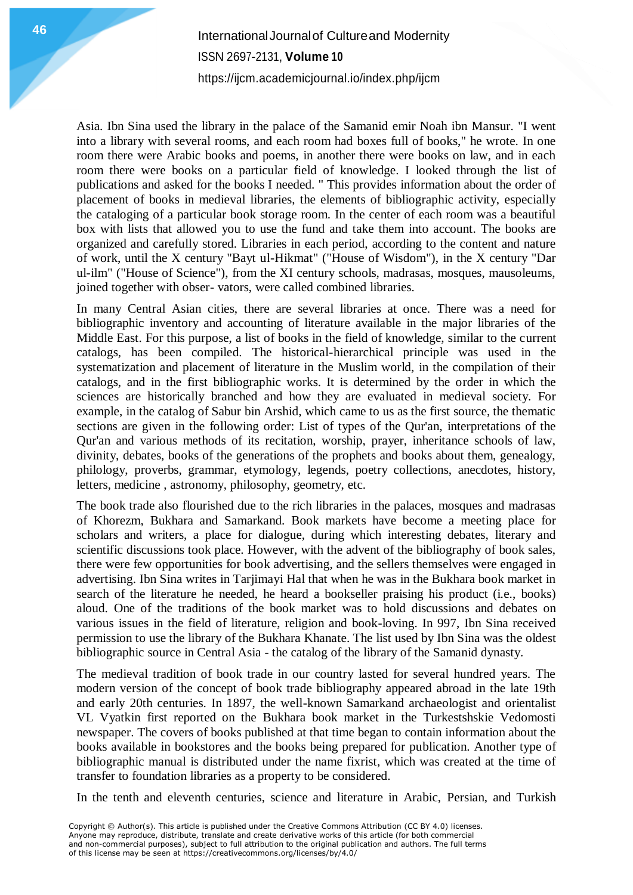Asia. Ibn Sina used the library in the palace of the Samanid emir Noah ibn Mansur. "I went into a library with several rooms, and each room had boxes full of books," he wrote. In one room there were Arabic books and poems, in another there were books on law, and in each room there were books on a particular field of knowledge. I looked through the list of publications and asked for the books I needed. " This provides information about the order of placement of books in medieval libraries, the elements of bibliographic activity, especially the cataloging of a particular book storage room. In the center of each room was a beautiful box with lists that allowed you to use the fund and take them into account. The books are organized and carefully stored. Libraries in each period, according to the content and nature of work, until the X century "Bayt ul-Hikmat" ("House of Wisdom"), in the X century "Dar ul-ilm" ("House of Science"), from the XI century schools, madrasas, mosques, mausoleums, joined together with obser- vators, were called combined libraries.

In many Central Asian cities, there are several libraries at once. There was a need for bibliographic inventory and accounting of literature available in the major libraries of the Middle East. For this purpose, a list of books in the field of knowledge, similar to the current catalogs, has been compiled. The historical-hierarchical principle was used in the systematization and placement of literature in the Muslim world, in the compilation of their catalogs, and in the first bibliographic works. It is determined by the order in which the sciences are historically branched and how they are evaluated in medieval society. For example, in the catalog of Sabur bin Arshid, which came to us as the first source, the thematic sections are given in the following order: List of types of the Qur'an, interpretations of the Qur'an and various methods of its recitation, worship, prayer, inheritance schools of law, divinity, debates, books of the generations of the prophets and books about them, genealogy, philology, proverbs, grammar, etymology, legends, poetry collections, anecdotes, history, letters, medicine , astronomy, philosophy, geometry, etc.

The book trade also flourished due to the rich libraries in the palaces, mosques and madrasas of Khorezm, Bukhara and Samarkand. Book markets have become a meeting place for scholars and writers, a place for dialogue, during which interesting debates, literary and scientific discussions took place. However, with the advent of the bibliography of book sales, there were few opportunities for book advertising, and the sellers themselves were engaged in advertising. Ibn Sina writes in Tarjimayi Hal that when he was in the Bukhara book market in search of the literature he needed, he heard a bookseller praising his product (i.e., books) aloud. One of the traditions of the book market was to hold discussions and debates on various issues in the field of literature, religion and book-loving. In 997, Ibn Sina received permission to use the library of the Bukhara Khanate. The list used by Ibn Sina was the oldest bibliographic source in Central Asia - the catalog of the library of the Samanid dynasty.

The medieval tradition of book trade in our country lasted for several hundred years. The modern version of the concept of book trade bibliography appeared abroad in the late 19th and early 20th centuries. In 1897, the well-known Samarkand archaeologist and orientalist VL Vyatkin first reported on the Bukhara book market in the Turkestshskie Vedomosti newspaper. The covers of books published at that time began to contain information about the books available in bookstores and the books being prepared for publication. Another type of bibliographic manual is distributed under the name fixrist, which was created at the time of transfer to foundation libraries as a property to be considered.

In the tenth and eleventh centuries, science and literature in Arabic, Persian, and Turkish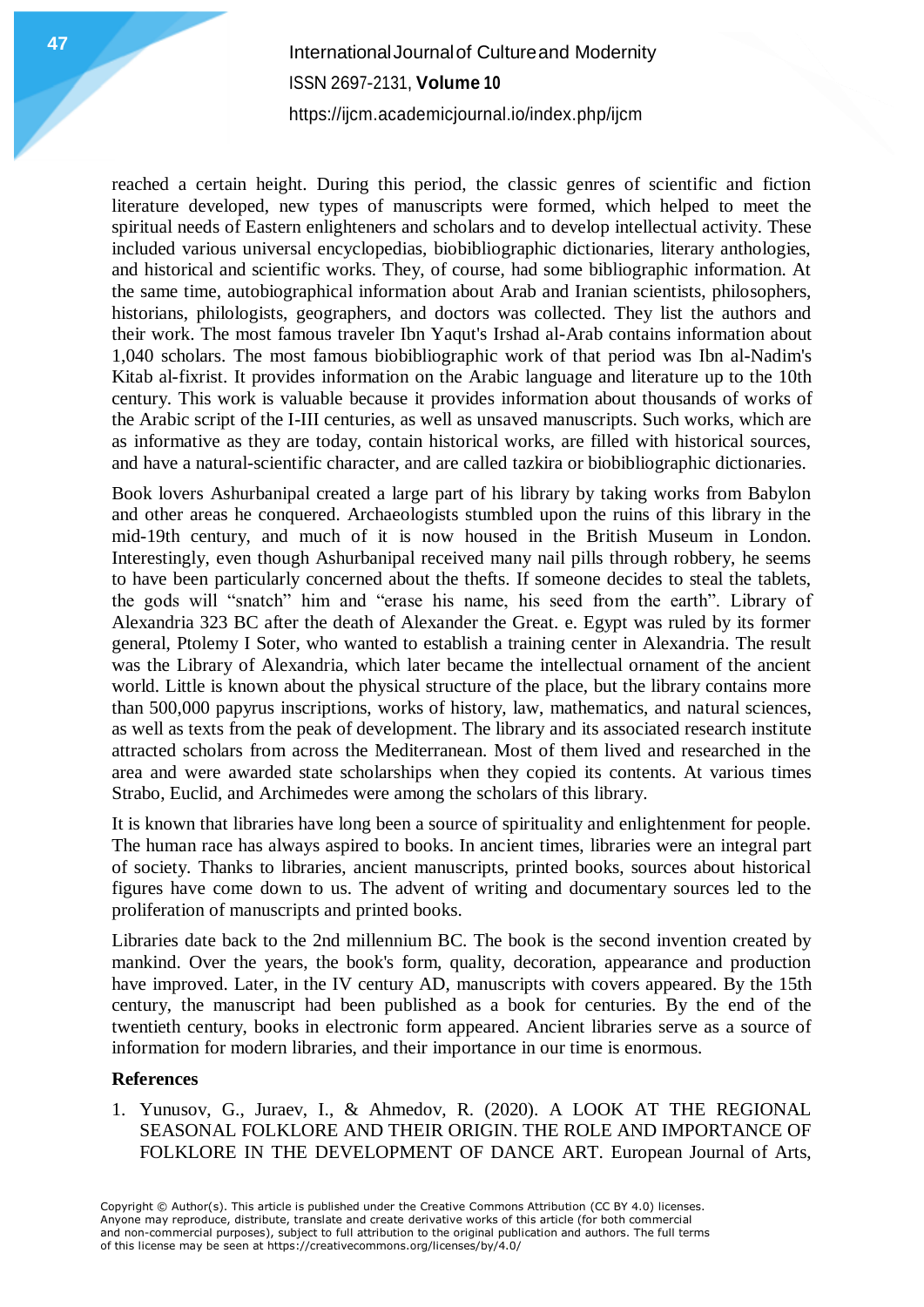reached a certain height. During this period, the classic genres of scientific and fiction literature developed, new types of manuscripts were formed, which helped to meet the spiritual needs of Eastern enlighteners and scholars and to develop intellectual activity. These included various universal encyclopedias, biobibliographic dictionaries, literary anthologies, and historical and scientific works. They, of course, had some bibliographic information. At the same time, autobiographical information about Arab and Iranian scientists, philosophers, historians, philologists, geographers, and doctors was collected. They list the authors and their work. The most famous traveler Ibn Yaqut's Irshad al-Arab contains information about 1,040 scholars. The most famous biobibliographic work of that period was Ibn al-Nadim's Kitab al-fixrist. It provides information on the Arabic language and literature up to the 10th century. This work is valuable because it provides information about thousands of works of the Arabic script of the I-III centuries, as well as unsaved manuscripts. Such works, which are as informative as they are today, contain historical works, are filled with historical sources, and have a natural-scientific character, and are called tazkira or biobibliographic dictionaries.

Book lovers Ashurbanipal created a large part of his library by taking works from Babylon and other areas he conquered. Archaeologists stumbled upon the ruins of this library in the mid-19th century, and much of it is now housed in the British Museum in London. Interestingly, even though Ashurbanipal received many nail pills through robbery, he seems to have been particularly concerned about the thefts. If someone decides to steal the tablets, the gods will "snatch" him and "erase his name, his seed from the earth". Library of Alexandria 323 BC after the death of Alexander the Great. e. Egypt was ruled by its former general, Ptolemy I Soter, who wanted to establish a training center in Alexandria. The result was the Library of Alexandria, which later became the intellectual ornament of the ancient world. Little is known about the physical structure of the place, but the library contains more than 500,000 papyrus inscriptions, works of history, law, mathematics, and natural sciences, as well as texts from the peak of development. The library and its associated research institute attracted scholars from across the Mediterranean. Most of them lived and researched in the area and were awarded state scholarships when they copied its contents. At various times Strabo, Euclid, and Archimedes were among the scholars of this library.

It is known that libraries have long been a source of spirituality and enlightenment for people. The human race has always aspired to books. In ancient times, libraries were an integral part of society. Thanks to libraries, ancient manuscripts, printed books, sources about historical figures have come down to us. The advent of writing and documentary sources led to the proliferation of manuscripts and printed books.

Libraries date back to the 2nd millennium BC. The book is the second invention created by mankind. Over the years, the book's form, quality, decoration, appearance and production have improved. Later, in the IV century AD, manuscripts with covers appeared. By the 15th century, the manuscript had been published as a book for centuries. By the end of the twentieth century, books in electronic form appeared. Ancient libraries serve as a source of information for modern libraries, and their importance in our time is enormous.

**References**

1. Yunusov, G., Juraev, I., & Ahmedov, R. (2020). A LOOK AT THE REGIONAL SEASONAL FOLKLORE AND THEIR ORIGIN. THE ROLE AND IMPORTANCE OF FOLKLORE IN THE DEVELOPMENT OF DANCE ART. European Journal of Arts,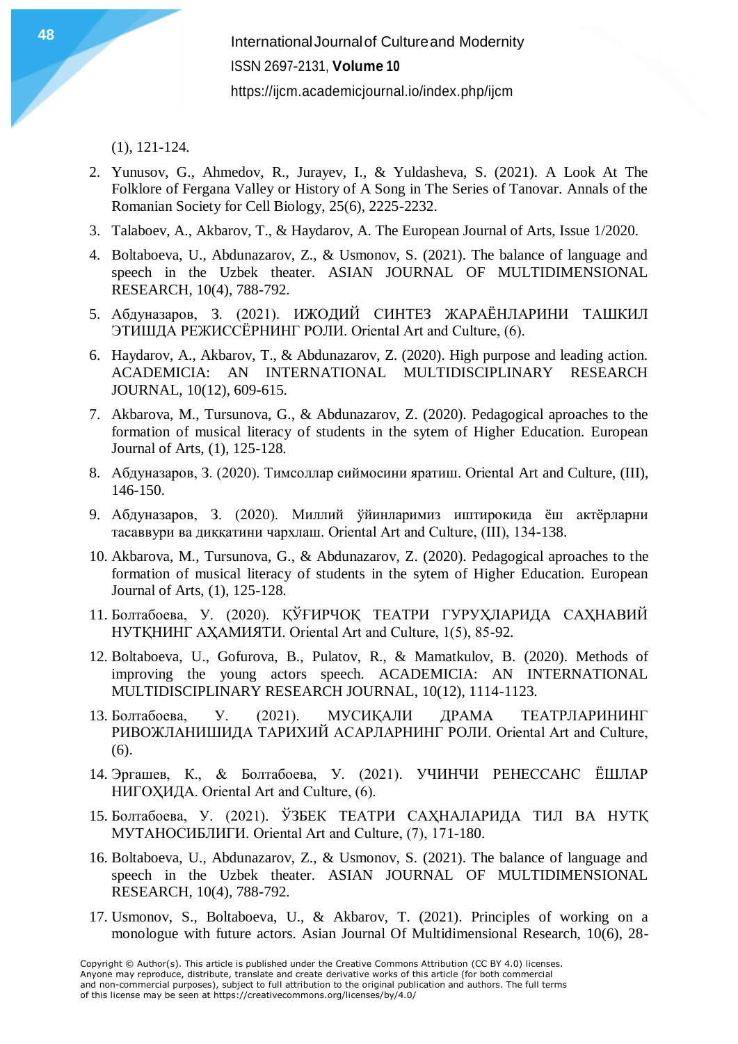(1), 121-124.

2. Yunusov, G., Ahmedov, R., Jurayev, I., & Yuldasheva, S. (2021). A Look At The Folklore of Fergana Valley or History of A Song in The Series of Tanovar. Annals of the Romanian Society for Cell Biology, 25(6), 2225-2232.
3. Talaboev, A., Akbarov, T., & Haydarov, A. The European Journal of Arts, Issue 1/2020.
4. Boltaboeva, U., Abdunazarov, Z., & Usmonov, S. (2021). The balance of language and speech in the Uzbek theater. ASIAN JOURNAL OF MULTIDIMENSIONAL RESEARCH, 10(4), 788-792.
5. Абдуназаров, З. (2021). ИЖОДИЙ СИНТЕЗ ЖАРАЁНЛАРИНИ ТАШКИЛ ЭТИШДА РЕЖИССЁРНИНГ РОЛИ. Oriental Art and Culture, (6).
6. Haydarov, A., Akbarov, T., & Abdunazarov, Z. (2020). High purpose and leading action. ACADEMICIA: AN INTERNATIONAL MULTIDISCIPLINARY RESEARCH JOURNAL, 10(12), 609-615.
7. Akbarova, M., Tursunova, G., & Abdunazarov, Z. (2020). Pedagogical aproaches to the formation of musical literacy of students in the sytem of Higher Education. European Journal of Arts, (1), 125-128.
8. Абдуназаров, З. (2020). Тимсоллар сиймосини яратиш. Oriental Art and Culture, (III), 146-150.
9. Абдуназаров, З. (2020). Миллий ўйинларимиз иштирокида ёш актёрларни тасаввури ва диккатини чархлаш. Oriental Art and Culture, (III), 134-138.
10. Akbarova, M., Tursunova, G., & Abdunazarov, Z. (2020). Pedagogical aproaches to the formation of musical literacy of students in the sytem of Higher Education. European Journal of Arts, (1), 125-128.
11. Болтабоева, У. (2020). ҚЎҒИРЧОҚ ТЕАТРИ ГУРУҲЛАРИДА САҲНАВИЙ НУТҚНИНГ АҲАМИЯТИ. Oriental Art and Culture, 1(5), 85-92.
12. Boltaboeva, U., Gofurova, B., Pulatov, R., & Mamatkulov, B. (2020). Methods of improving the young actors speech. ACADEMICIA: AN INTERNATIONAL MULTIDISCIPLINARY RESEARCH JOURNAL, 10(12), 1114-1123.
13. Болтабоева, У. (2021). МУСИҚАЛИ ДРАМА ТЕАТРЛАРИНИНГ РИВОЖЛАНИШИДА ТАРИХИЙ АСАРЛАРНИНГ РОЛИ. Oriental Art and Culture, (6).
14. Эргашев, К., & Болтабоева, У. (2021). УЧИНЧИ РЕНЕССАНС ЁШЛАР НИГОҲИДА. Oriental Art and Culture, (6).
15. Болтабоева, У. (2021). ЎЗБЕК ТЕАТРИ САҲНАЛАРИДА ТИЛ ВА НУТҚ МУТАНОСИБЛИГИ. Oriental Art and Culture, (7), 171-180.
16. Boltaboeva, U., Abdunazarov, Z., & Usmonov, S. (2021). The balance of language and speech in the Uzbek theater. ASIAN JOURNAL OF MULTIDIMENSIONAL RESEARCH, 10(4), 788-792.
17. Usmonov, S., Boltaboeva, U., & Akbarov, T. (2021). Principles of working on a monologue with future actors. Asian Journal Of Multidimensional Research, 10(6), 28-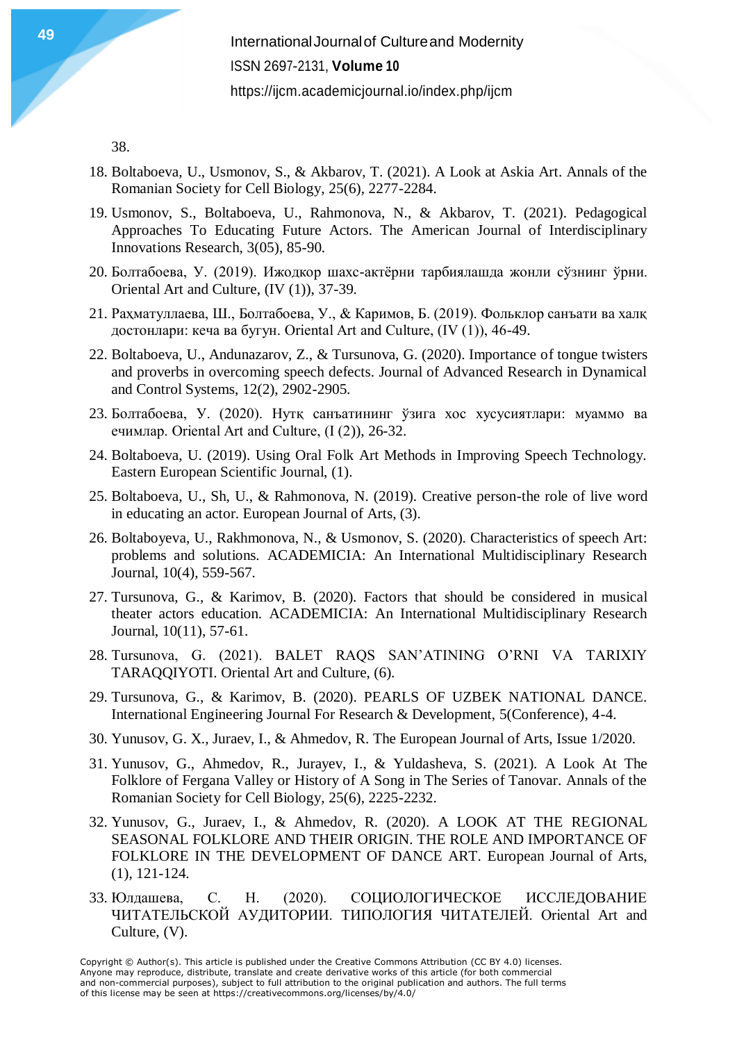38.

18. Boltaboeva, U., Usmonov, S., & Akbarov, T. (2021). A Look at Askia Art. Annals of the Romanian Society for Cell Biology, 25(6), 2277-2284.
19. Usmonov, S., Boltaboeva, U., Rahmonova, N., & Akbarov, T. (2021). Pedagogical Approaches To Educating Future Actors. The American Journal of Interdisciplinary Innovations Research, 3(05), 85-90.
20. Болтабоева, У. (2019). Ижодкор шахс-актёрни тарбиялашда жонли сўзнинг ўрни. Oriental Art and Culture, (IV (1)), 37-39.
21. Раҳматуллаева, Ш., Болтабоева, У., & Каримов, Б. (2019). Фольклор санъати ва халқ достонлари: кеча ва бугун. Oriental Art and Culture, (IV (1)), 46-49.
22. Boltaboeva, U., Andunazarov, Z., & Tursunova, G. (2020). Importance of tongue twisters and proverbs in overcoming speech defects. Journal of Advanced Research in Dynamical and Control Systems, 12(2), 2902-2905.
23. Болтабоева, У. (2020). Нутқ санъатининг ўзига хос хусусиятлари: муаммо ва ечимлар. Oriental Art and Culture, (I (2)), 26-32.
24. Boltaboeva, U. (2019). Using Oral Folk Art Methods in Improving Speech Technology. Eastern European Scientific Journal, (1).
25. Boltaboeva, U., Sh, U., & Rahmonova, N. (2019). Creative person-the role of live word in educating an actor. European Journal of Arts, (3).
26. Boltaboyeva, U., Rakhmonova, N., & Usmonov, S. (2020). Characteristics of speech Art: problems and solutions. ACADEMICIA: An International Multidisciplinary Research Journal, 10(4), 559-567.
27. Tursunova, G., & Karimov, B. (2020). Factors that should be considered in musical theater actors education. ACADEMICIA: An International Multidisciplinary Research Journal, 10(11), 57-61.
28. Tursunova, G. (2021). BALET RAQS SAN'ATINING O'RNI VA TARIXIY TARAQQIYOTI. Oriental Art and Culture, (6).
29. Tursunova, G., & Karimov, B. (2020). PEARLS OF UZBEK NATIONAL DANCE. International Engineering Journal For Research & Development, 5(Conference), 4-4.
30. Yunusov, G. X., Juraev, I., & Ahmedov, R. The European Journal of Arts, Issue 1/2020.
31. Yunusov, G., Ahmedov, R., Jurayev, I., & Yuldasheva, S. (2021). A Look At The Folklore of Fergana Valley or History of A Song in The Series of Tanovar. Annals of the Romanian Society for Cell Biology, 25(6), 2225-2232.
32. Yunusov, G., Juraev, I., & Ahmedov, R. (2020). A LOOK AT THE REGIONAL SEASONAL FOLKLORE AND THEIR ORIGIN. THE ROLE AND IMPORTANCE OF FOLKLORE IN THE DEVELOPMENT OF DANCE ART. European Journal of Arts, (1), 121-124.
33. Юлдашева, С. Н. (2020). СОЦИОЛОГИЧЕСКОЕ ИССЛЕДОВАНИЕ ЧИТАТЕЛЬСКОЙ АУДИТОРИИ. ТИПОЛОГИЯ ЧИТАТЕЛЕЙ. Oriental Art and Culture, (V).

Copyright © Author(s). This article is published under the Creative Commons Attribution (CC BY 4.0) licenses. Anyone may reproduce, distribute, translate and create derivative works of this article (for both commercial and non-commercial purposes), subject to full attribution to the original publication and authors. The full terms of this license may be seen at https://creativecommons.org/licenses/by/4.0/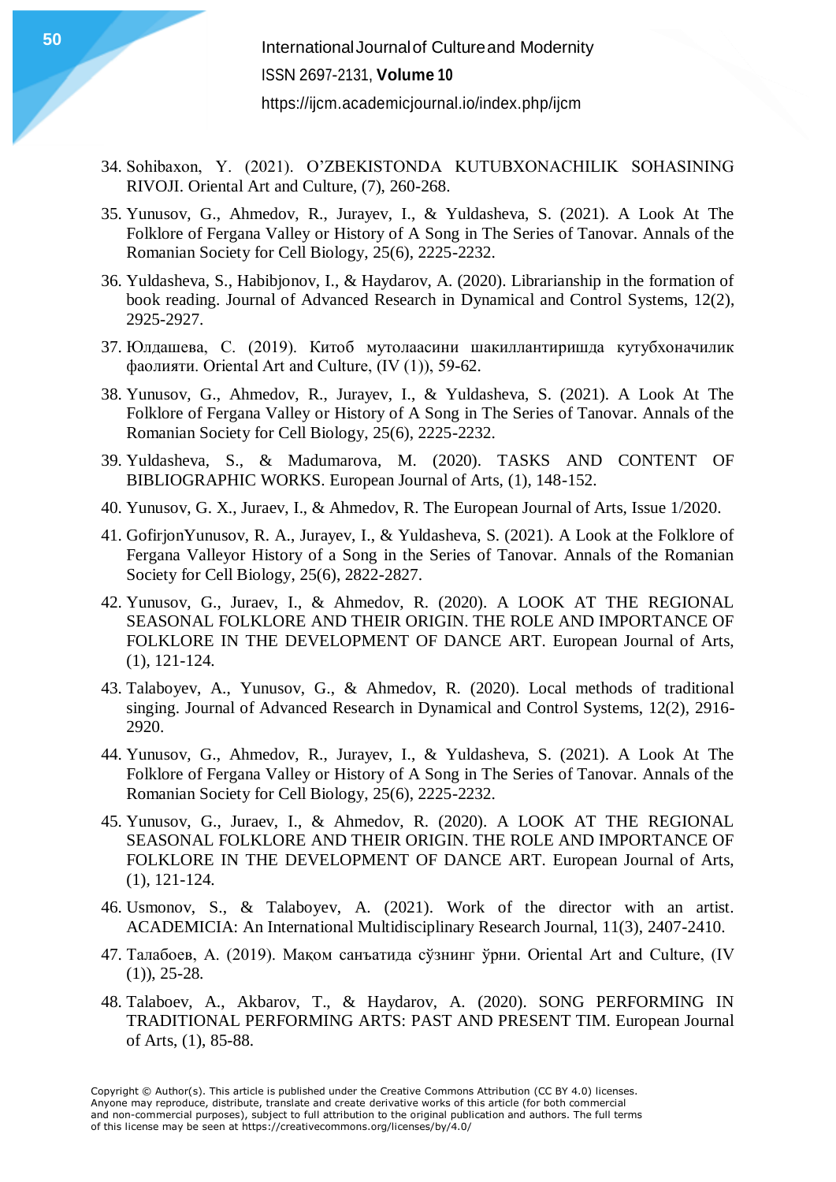34. Sohibaxon, Y. (2021). O'ZBEKISTONDA KUTUBXONACHILIK SOHASINING RIVOJI. Oriental Art and Culture, (7), 260-268.
35. Yunusov, G., Ahmedov, R., Jurayev, I., & Yuldasheva, S. (2021). A Look At The Folklore of Fergana Valley or History of A Song in The Series of Tanovar. Annals of the Romanian Society for Cell Biology, 25(6), 2225-2232.
36. Yuldasheva, S., Habibjonov, I., & Haydarov, A. (2020). Librarianship in the formation of book reading. Journal of Advanced Research in Dynamical and Control Systems, 12(2), 2925-2927.
37. Юлдашева, С. (2019). Китоб мутолаасини шакиллантиришда кутубхоначилик фаолияти. Oriental Art and Culture, (IV (1)), 59-62.
38. Yunusov, G., Ahmedov, R., Jurayev, I., & Yuldasheva, S. (2021). A Look At The Folklore of Fergana Valley or History of A Song in The Series of Tanovar. Annals of the Romanian Society for Cell Biology, 25(6), 2225-2232.
39. Yuldasheva, S., & Madumarova, M. (2020). TASKS AND CONTENT OF BIBLIOGRAPHIC WORKS. European Journal of Arts, (1), 148-152.
40. Yunusov, G. X., Juraev, I., & Ahmedov, R. The European Journal of Arts, Issue 1/2020.
41. GofirjonYunusov, R. A., Jurayev, I., & Yuldasheva, S. (2021). A Look at the Folklore of Fergana Valleyor History of a Song in the Series of Tanovar. Annals of the Romanian Society for Cell Biology, 25(6), 2822-2827.
42. Yunusov, G., Juraev, I., & Ahmedov, R. (2020). A LOOK AT THE REGIONAL SEASONAL FOLKLORE AND THEIR ORIGIN. THE ROLE AND IMPORTANCE OF FOLKLORE IN THE DEVELOPMENT OF DANCE ART. European Journal of Arts, (1), 121-124.
43. Talaboyev, A., Yunusov, G., & Ahmedov, R. (2020). Local methods of traditional singing. Journal of Advanced Research in Dynamical and Control Systems, 12(2), 2916-2920.
44. Yunusov, G., Ahmedov, R., Jurayev, I., & Yuldasheva, S. (2021). A Look At The Folklore of Fergana Valley or History of A Song in The Series of Tanovar. Annals of the Romanian Society for Cell Biology, 25(6), 2225-2232.
45. Yunusov, G., Juraev, I., & Ahmedov, R. (2020). A LOOK AT THE REGIONAL SEASONAL FOLKLORE AND THEIR ORIGIN. THE ROLE AND IMPORTANCE OF FOLKLORE IN THE DEVELOPMENT OF DANCE ART. European Journal of Arts, (1), 121-124.
46. Usmonov, S., & Talaboyev, A. (2021). Work of the director with an artist. ACADEMICIA: An International Multidisciplinary Research Journal, 11(3), 2407-2410.
47. Талабоев, А. (2019). Мақом санъатида сўзнинг ўрни. Oriental Art and Culture, (IV (1)), 25-28.
48. Talaboev, A., Akbarov, T., & Haydarov, A. (2020). SONG PERFORMING IN TRADITIONAL PERFORMING ARTS: PAST AND PRESENT TIM. European Journal of Arts, (1), 85-88.

Copyright © Author(s). This article is published under the Creative Commons Attribution (CC BY 4.0) licenses. Anyone may reproduce, distribute, translate and create derivative works of this article (for both commercial and non-commercial purposes), subject to full attribution to the original publication and authors. The full terms of this license may be seen at https://creativecommons.org/licenses/by/4.0/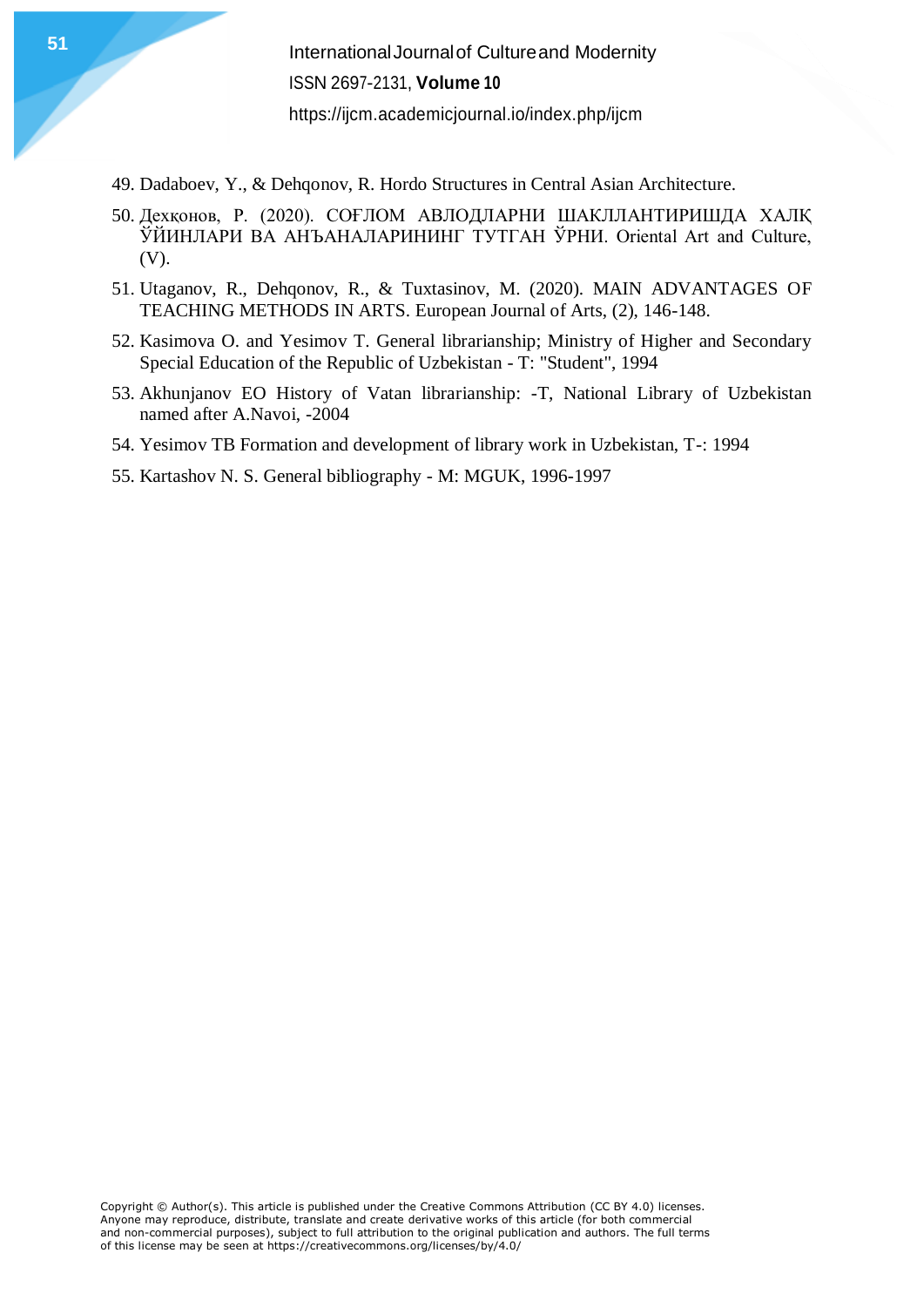49. Dadaboev, Y., & Dehqonov, R. Hordo Structures in Central Asian Architecture.
50. Деҳқонов, Р. (2020). СОҒЛОМ АВЛОДЛАРНИ ШАКЛЛАНТИРИШДА ХАЛҚ ЎЙИНЛАРИ ВА АНЪАНАЛАРИНИНГ ТУТГАН ЎРНИ. Oriental Art and Culture, (V).
51. Utaganov, R., Dehqonov, R., & Tuxtasinov, M. (2020). MAIN ADVANTAGES OF TEACHING METHODS IN ARTS. European Journal of Arts, (2), 146-148.
52. Kasimova O. and Yesimov T. General librarianship; Ministry of Higher and Secondary Special Education of the Republic of Uzbekistan - T: "Student", 1994
53. Akhunjanov EO History of Vatan librarianship: -T, National Library of Uzbekistan named after A.Navoi, -2004
54. Yesimov TB Formation and development of library work in Uzbekistan, T-: 1994
55. Kartashov N. S. General bibliography - M: MGUK, 1996-1997

Copyright © Author(s). This article is published under the Creative Commons Attribution (CC BY 4.0) licenses. Anyone may reproduce, distribute, translate and create derivative works of this article (for both commercial and non-commercial purposes), subject to full attribution to the original publication and authors. The full terms of this license may be seen at https://creativecommons.org/licenses/by/4.0/